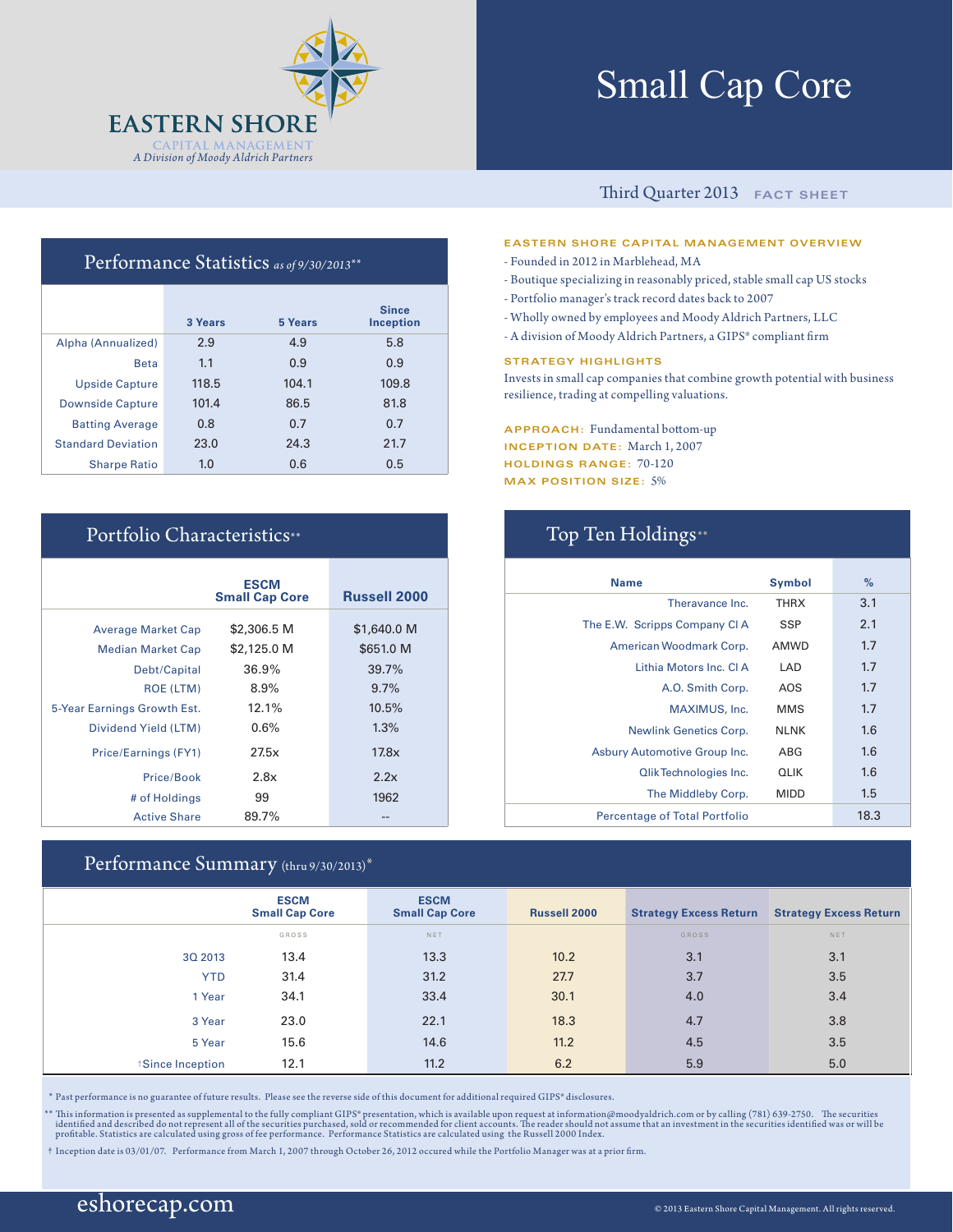EASTERN SHORE
CAPITAL MANAGEMENT
*A Division of Moody Aldrich Partners*

# Small Cap Core

Third Quarter 2013 FACT SHEET

## Performance Statistics *as of 9/30/2013\*\**

| | 3 Years | 5 Years | Since Inception |
|---|---|---|---|
| Alpha (Annualized) | 2.9 | 4.9 | 5.8 |
| Beta | 1.1 | 0.9 | 0.9 |
| Upside Capture | 118.5 | 104.1 | 109.8 |
| Downside Capture | 101.4 | 86.5 | 81.8 |
| Batting Average | 0.8 | 0.7 | 0.7 |
| Standard Deviation | 23.0 | 24.3 | 21.7 |
| Sharpe Ratio | 1.0 | 0.6 | 0.5 |

### EASTERN SHORE CAPITAL MANAGEMENT OVERVIEW

- Founded in 2012 in Marblehead, MA
- Boutique specializing in reasonably priced, stable small cap US stocks
- Portfolio manager's track record dates back to 2007
- Wholly owned by employees and Moody Aldrich Partners, LLC
- A division of Moody Aldrich Partners, a GIPS® compliant firm

### STRATEGY HIGHLIGHTS

Invests in small cap companies that combine growth potential with business resilience, trading at compelling valuations.

**APPROACH:** Fundamental bottom-up
**INCEPTION DATE:** March 1, 2007
**HOLDINGS RANGE:** 70-120
**MAX POSITION SIZE:** 5%

## Portfolio Characteristics\*\*

| | ESCM Small Cap Core | Russell 2000 |
|---|---|---|
| Average Market Cap | $2,306.5 M | $1,640.0 M |
| Median Market Cap | $2,125.0 M | $651.0 M |
| Debt/Capital | 36.9% | 39.7% |
| ROE (LTM) | 8.9% | 9.7% |
| 5-Year Earnings Growth Est. | 12.1% | 10.5% |
| Dividend Yield (LTM) | 0.6% | 1.3% |
| Price/Earnings (FY1) | 27.5x | 17.8x |
| Price/Book | 2.8x | 2.2x |
| # of Holdings | 99 | 1962 |
| Active Share | 89.7% | -- |

## Top Ten Holdings\*\*

| Name | Symbol | % |
|---|---|---|
| Theravance Inc. | THRX | 3.1 |
| The E.W. Scripps Company Cl A | SSP | 2.1 |
| American Woodmark Corp. | AMWD | 1.7 |
| Lithia Motors Inc. Cl A | LAD | 1.7 |
| A.O. Smith Corp. | AOS | 1.7 |
| MAXIMUS, Inc. | MMS | 1.7 |
| Newlink Genetics Corp. | NLNK | 1.6 |
| Asbury Automotive Group Inc. | ABG | 1.6 |
| Qlik Technologies Inc. | QLIK | 1.6 |
| The Middleby Corp. | MIDD | 1.5 |
| Percentage of Total Portfolio | | 18.3 |

## Performance Summary (thru 9/30/2013)\*

| | ESCM Small Cap Core | ESCM Small Cap Core | Russell 2000 | Strategy Excess Return | Strategy Excess Return |
|---|---|---|---|---|---|
| | GROSS | NET | | GROSS | NET |
| 3Q 2013 | 13.4 | 13.3 | 10.2 | 3.1 | 3.1 |
| YTD | 31.4 | 31.2 | 27.7 | 3.7 | 3.5 |
| 1 Year | 34.1 | 33.4 | 30.1 | 4.0 | 3.4 |
| 3 Year | 23.0 | 22.1 | 18.3 | 4.7 | 3.8 |
| 5 Year | 15.6 | 14.6 | 11.2 | 4.5 | 3.5 |
| †Since Inception | 12.1 | 11.2 | 6.2 | 5.9 | 5.0 |

\* Past performance is no guarantee of future results. Please see the reverse side of this document for additional required GIPS® disclosures.

\*\* This information is presented as supplemental to the fully compliant GIPS® presentation, which is available upon request at information@moodyaldrich.com or by calling (781) 639-2750. The securities identified and described do not represent all of the securities purchased, sold or recommended for client accounts. The reader should not assume that an investment in the securities identified was or will be profitable. Statistics are calculated using gross of fee performance. Performance Statistics are calculated using the Russell 2000 Index.

† Inception date is 03/01/07. Performance from March 1, 2007 through October 26, 2012 occured while the Portfolio Manager was at a prior firm.

eshorecap.com

© 2013 Eastern Shore Capital Management. All rights reserved.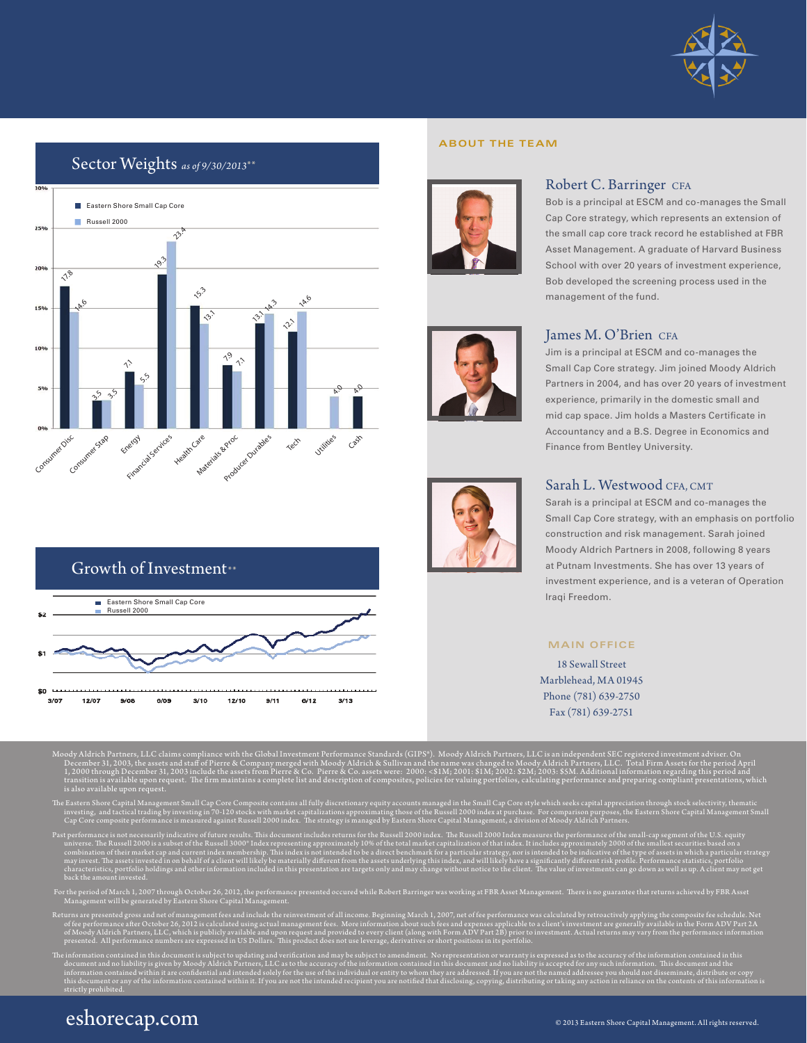## Sector Weights *as of 9/30/2013\*\**

30%
25%
20%
15%
10%
5%
0%

Eastern Shore Small Cap Core
Russell 2000

17.8
14.6
3.5
3.5
7.1
5.5
19.3
23.4
15.3
13.1
7.9
7.1
13.1
14.3
12.1
14.6
4.0
4.0

Consumer Disc
Consumer Stap
Energy
Financial Services
Health Care
Materials & Proc
Producer Durables
Tech
Utilities
Cash

## Growth of Investment\*\*

Eastern Shore Small Cap Core
Russell 2000

$2
$1
$0

3/07
12/07
9/08
6/09
3/10
12/10
9/11
6/12
3/13

## ABOUT THE TEAM

### Robert C. Barringer CFA

Bob is a principal at ESCM and co-manages the Small Cap Core strategy, which represents an extension of the small cap core track record he established at FBR Asset Management. A graduate of Harvard Business School with over 20 years of investment experience, Bob developed the screening process used in the management of the fund.

### James M. O'Brien CFA

Jim is a principal at ESCM and co-manages the Small Cap Core strategy. Jim joined Moody Aldrich Partners in 2004, and has over 20 years of investment experience, primarily in the domestic small and mid cap space. Jim holds a Masters Certificate in Accountancy and a B.S. Degree in Economics and Finance from Bentley University.

### Sarah L. Westwood CFA, CMT

Sarah is a principal at ESCM and co-manages the Small Cap Core strategy, with an emphasis on portfolio construction and risk management. Sarah joined Moody Aldrich Partners in 2008, following 8 years at Putnam Investments. She has over 13 years of investment experience, and is a veteran of Operation Iraqi Freedom.

### MAIN OFFICE

18 Sewall Street
Marblehead, MA 01945
Phone (781) 639-2750
Fax (781) 639-2751

Moody Aldrich Partners, LLC claims compliance with the Global Investment Performance Standards (GIPS®). Moody Aldrich Partners, LLC is an independent SEC registered investment adviser. On December 31, 2003, the assets and staff of Pierre & Company merged with Moody Aldrich & Sullivan and the name was changed to Moody Aldrich Partners, LLC. Total Firm Assets for the period April 1, 2000 through December 31, 2003 include the assets from Pierre & Co. Pierre & Co. assets were: 2000: <$1M; 2001: $1M; 2002: $2M; 2003: $5M. Additional information regarding this period and transition is available upon request. The firm maintains a complete list and description of composites, policies for valuing portfolios, calculating performance and preparing compliant presentations, which is also available upon request.

The Eastern Shore Capital Management Small Cap Core Composite contains all fully discretionary equity accounts managed in the Small Cap Core style which seeks capital appreciation through stock selectivity, thematic investing, and tactical trading by investing in 70-120 stocks with market capitalizations approximating those of the Russell 2000 index at purchase. For comparison purposes, the Eastern Shore Capital Management Small Cap Core composite performance is measured against Russell 2000 index. The strategy is managed by Eastern Shore Capital Management, a division of Moody Aldrich Partners.

Past performance is not necessarily indicative of future results. This document includes returns for the Russell 2000 index. The Russell 2000 Index measures the performance of the small-cap segment of the U.S. equity universe. The Russell 2000 is a subset of the Russell 3000® Index representing approximately 10% of the total market capitalization of that index. It includes approximately 2000 of the smallest securities based on a combination of their market cap and current index membership. This index is not intended to be a direct benchmark for a particular strategy, nor is intended to be indicative of the type of assets in which a particular strategy may invest. The assets invested in on behalf of a client will likely be materially different from the assets underlying this index, and will likely have a significantly different risk profile. Performance statistics, portfolio characteristics, portfolio holdings and other information included in this presentation are targets only and may change without notice to the client. The value of investments can go down as well as up. A client may not get back the amount invested.

For the period of March 1, 2007 through October 26, 2012, the performance presented occured while Robert Barringer was working at FBR Asset Management. There is no guarantee that returns achieved by FBR Asset Management will be generated by Eastern Shore Capital Management.

Returns are presented gross and net of management fees and include the reinvestment of all income. Beginning March 1, 2007, net of fee performance was calculated by retroactively applying the composite fee schedule. Net of fee performance after October 26, 2012 is calculated using actual management fees. More information about such fees and expenses applicable to a client's investment are generally available in the Form ADV Part 2A of Moody Aldrich Partners, LLC, which is publicly available and upon request and provided to every client (along with Form ADV Part 2B) prior to investment. Actual returns may vary from the performance information presented. All performance numbers are expressed in US Dollars. This product does not use leverage, derivatives or short positions in its portfolio.

The information contained in this document is subject to updating and verification and may be subject to amendment. No representation or warranty is expressed as to the accuracy of the information contained in this document and no liability is given by Moody Aldrich Partners, LLC as to the accuracy of the information contained in this document and no liability is accepted for any such information. This document and the information contained within it are confidential and intended solely for the use of the individual or entity to whom they are addressed. If you are not the named addressee you should not disseminate, distribute or copy this document or any of the information contained within it. If you are not the intended recipient you are notified that disclosing, copying, distributing or taking any action in reliance on the contents of this information is strictly prohibited.

eshorecap.com

© 2013 Eastern Shore Capital Management. All rights reserved.